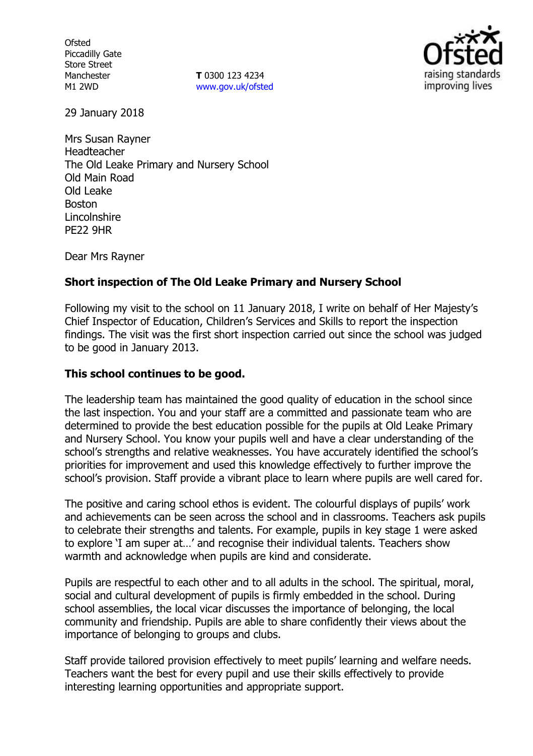Ofsted
Piccadilly Gate
Store Street
Manchester
M1 2WD

**T** 0300 123 4234
www.gov.uk/ofsted

29 January 2018

Mrs Susan Rayner
Headteacher
The Old Leake Primary and Nursery School
Old Main Road
Old Leake
Boston
Lincolnshire
PE22 9HR

Dear Mrs Rayner

**Short inspection of The Old Leake Primary and Nursery School**

Following my visit to the school on 11 January 2018, I write on behalf of Her Majesty's Chief Inspector of Education, Children's Services and Skills to report the inspection findings. The visit was the first short inspection carried out since the school was judged to be good in January 2013.

**This school continues to be good.**

The leadership team has maintained the good quality of education in the school since the last inspection. You and your staff are a committed and passionate team who are determined to provide the best education possible for the pupils at Old Leake Primary and Nursery School. You know your pupils well and have a clear understanding of the school's strengths and relative weaknesses. You have accurately identified the school's priorities for improvement and used this knowledge effectively to further improve the school's provision. Staff provide a vibrant place to learn where pupils are well cared for.

The positive and caring school ethos is evident. The colourful displays of pupils' work and achievements can be seen across the school and in classrooms. Teachers ask pupils to celebrate their strengths and talents. For example, pupils in key stage 1 were asked to explore 'I am super at…' and recognise their individual talents. Teachers show warmth and acknowledge when pupils are kind and considerate.

Pupils are respectful to each other and to all adults in the school. The spiritual, moral, social and cultural development of pupils is firmly embedded in the school. During school assemblies, the local vicar discusses the importance of belonging, the local community and friendship. Pupils are able to share confidently their views about the importance of belonging to groups and clubs.

Staff provide tailored provision effectively to meet pupils' learning and welfare needs. Teachers want the best for every pupil and use their skills effectively to provide interesting learning opportunities and appropriate support.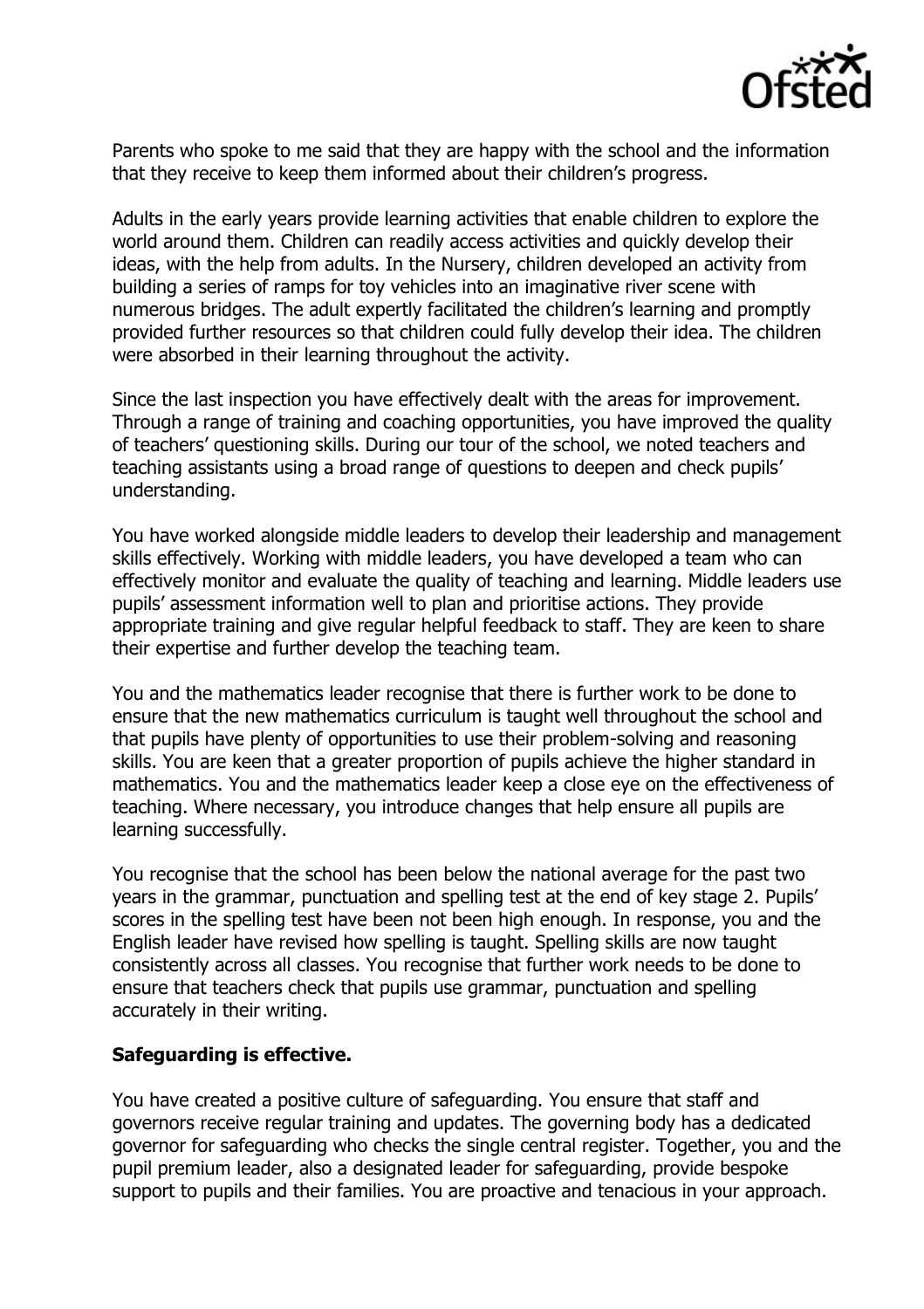Parents who spoke to me said that they are happy with the school and the information that they receive to keep them informed about their children's progress.

Adults in the early years provide learning activities that enable children to explore the world around them. Children can readily access activities and quickly develop their ideas, with the help from adults. In the Nursery, children developed an activity from building a series of ramps for toy vehicles into an imaginative river scene with numerous bridges. The adult expertly facilitated the children's learning and promptly provided further resources so that children could fully develop their idea. The children were absorbed in their learning throughout the activity.

Since the last inspection you have effectively dealt with the areas for improvement. Through a range of training and coaching opportunities, you have improved the quality of teachers' questioning skills. During our tour of the school, we noted teachers and teaching assistants using a broad range of questions to deepen and check pupils' understanding.

You have worked alongside middle leaders to develop their leadership and management skills effectively. Working with middle leaders, you have developed a team who can effectively monitor and evaluate the quality of teaching and learning. Middle leaders use pupils' assessment information well to plan and prioritise actions. They provide appropriate training and give regular helpful feedback to staff. They are keen to share their expertise and further develop the teaching team.

You and the mathematics leader recognise that there is further work to be done to ensure that the new mathematics curriculum is taught well throughout the school and that pupils have plenty of opportunities to use their problem-solving and reasoning skills. You are keen that a greater proportion of pupils achieve the higher standard in mathematics. You and the mathematics leader keep a close eye on the effectiveness of teaching. Where necessary, you introduce changes that help ensure all pupils are learning successfully.

You recognise that the school has been below the national average for the past two years in the grammar, punctuation and spelling test at the end of key stage 2. Pupils' scores in the spelling test have been not been high enough. In response, you and the English leader have revised how spelling is taught. Spelling skills are now taught consistently across all classes. You recognise that further work needs to be done to ensure that teachers check that pupils use grammar, punctuation and spelling accurately in their writing.

**Safeguarding is effective.**

You have created a positive culture of safeguarding. You ensure that staff and governors receive regular training and updates. The governing body has a dedicated governor for safeguarding who checks the single central register. Together, you and the pupil premium leader, also a designated leader for safeguarding, provide bespoke support to pupils and their families. You are proactive and tenacious in your approach.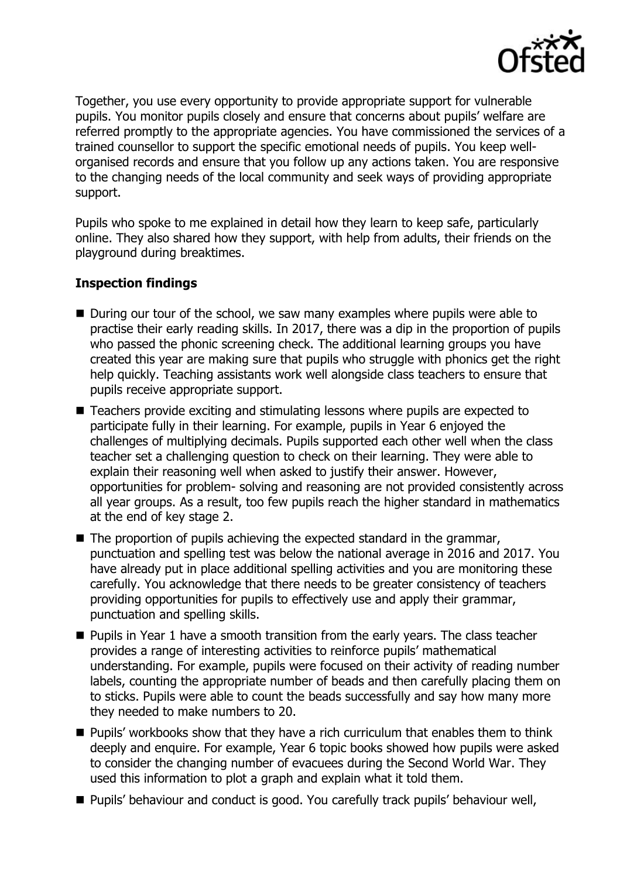Together, you use every opportunity to provide appropriate support for vulnerable pupils. You monitor pupils closely and ensure that concerns about pupils' welfare are referred promptly to the appropriate agencies. You have commissioned the services of a trained counsellor to support the specific emotional needs of pupils. You keep well-organised records and ensure that you follow up any actions taken. You are responsive to the changing needs of the local community and seek ways of providing appropriate support.

Pupils who spoke to me explained in detail how they learn to keep safe, particularly online. They also shared how they support, with help from adults, their friends on the playground during breaktimes.

## Inspection findings

- During our tour of the school, we saw many examples where pupils were able to practise their early reading skills. In 2017, there was a dip in the proportion of pupils who passed the phonic screening check. The additional learning groups you have created this year are making sure that pupils who struggle with phonics get the right help quickly. Teaching assistants work well alongside class teachers to ensure that pupils receive appropriate support.
- Teachers provide exciting and stimulating lessons where pupils are expected to participate fully in their learning. For example, pupils in Year 6 enjoyed the challenges of multiplying decimals. Pupils supported each other well when the class teacher set a challenging question to check on their learning. They were able to explain their reasoning well when asked to justify their answer. However, opportunities for problem- solving and reasoning are not provided consistently across all year groups. As a result, too few pupils reach the higher standard in mathematics at the end of key stage 2.
- The proportion of pupils achieving the expected standard in the grammar, punctuation and spelling test was below the national average in 2016 and 2017. You have already put in place additional spelling activities and you are monitoring these carefully. You acknowledge that there needs to be greater consistency of teachers providing opportunities for pupils to effectively use and apply their grammar, punctuation and spelling skills.
- Pupils in Year 1 have a smooth transition from the early years. The class teacher provides a range of interesting activities to reinforce pupils' mathematical understanding. For example, pupils were focused on their activity of reading number labels, counting the appropriate number of beads and then carefully placing them on to sticks. Pupils were able to count the beads successfully and say how many more they needed to make numbers to 20.
- Pupils' workbooks show that they have a rich curriculum that enables them to think deeply and enquire. For example, Year 6 topic books showed how pupils were asked to consider the changing number of evacuees during the Second World War. They used this information to plot a graph and explain what it told them.
- Pupils' behaviour and conduct is good. You carefully track pupils' behaviour well,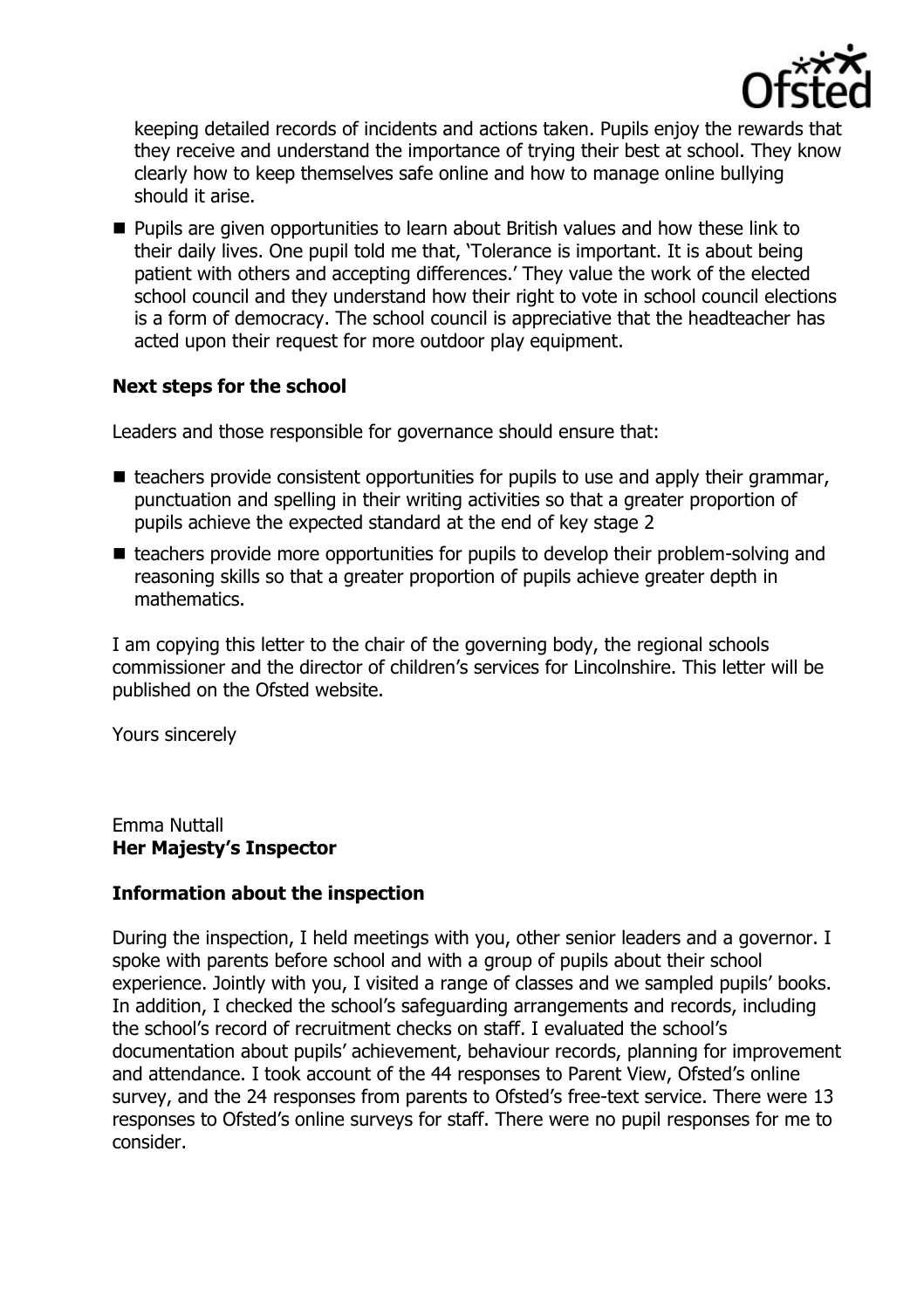keeping detailed records of incidents and actions taken. Pupils enjoy the rewards that they receive and understand the importance of trying their best at school. They know clearly how to keep themselves safe online and how to manage online bullying should it arise.

- Pupils are given opportunities to learn about British values and how these link to their daily lives. One pupil told me that, 'Tolerance is important. It is about being patient with others and accepting differences.' They value the work of the elected school council and they understand how their right to vote in school council elections is a form of democracy. The school council is appreciative that the headteacher has acted upon their request for more outdoor play equipment.

### Next steps for the school

Leaders and those responsible for governance should ensure that:

- teachers provide consistent opportunities for pupils to use and apply their grammar, punctuation and spelling in their writing activities so that a greater proportion of pupils achieve the expected standard at the end of key stage 2
- teachers provide more opportunities for pupils to develop their problem-solving and reasoning skills so that a greater proportion of pupils achieve greater depth in mathematics.

I am copying this letter to the chair of the governing body, the regional schools commissioner and the director of children's services for Lincolnshire. This letter will be published on the Ofsted website.

Yours sincerely

Emma Nuttall
**Her Majesty's Inspector**

### Information about the inspection

During the inspection, I held meetings with you, other senior leaders and a governor. I spoke with parents before school and with a group of pupils about their school experience. Jointly with you, I visited a range of classes and we sampled pupils' books. In addition, I checked the school's safeguarding arrangements and records, including the school's record of recruitment checks on staff. I evaluated the school's documentation about pupils' achievement, behaviour records, planning for improvement and attendance. I took account of the 44 responses to Parent View, Ofsted's online survey, and the 24 responses from parents to Ofsted's free-text service. There were 13 responses to Ofsted's online surveys for staff. There were no pupil responses for me to consider.